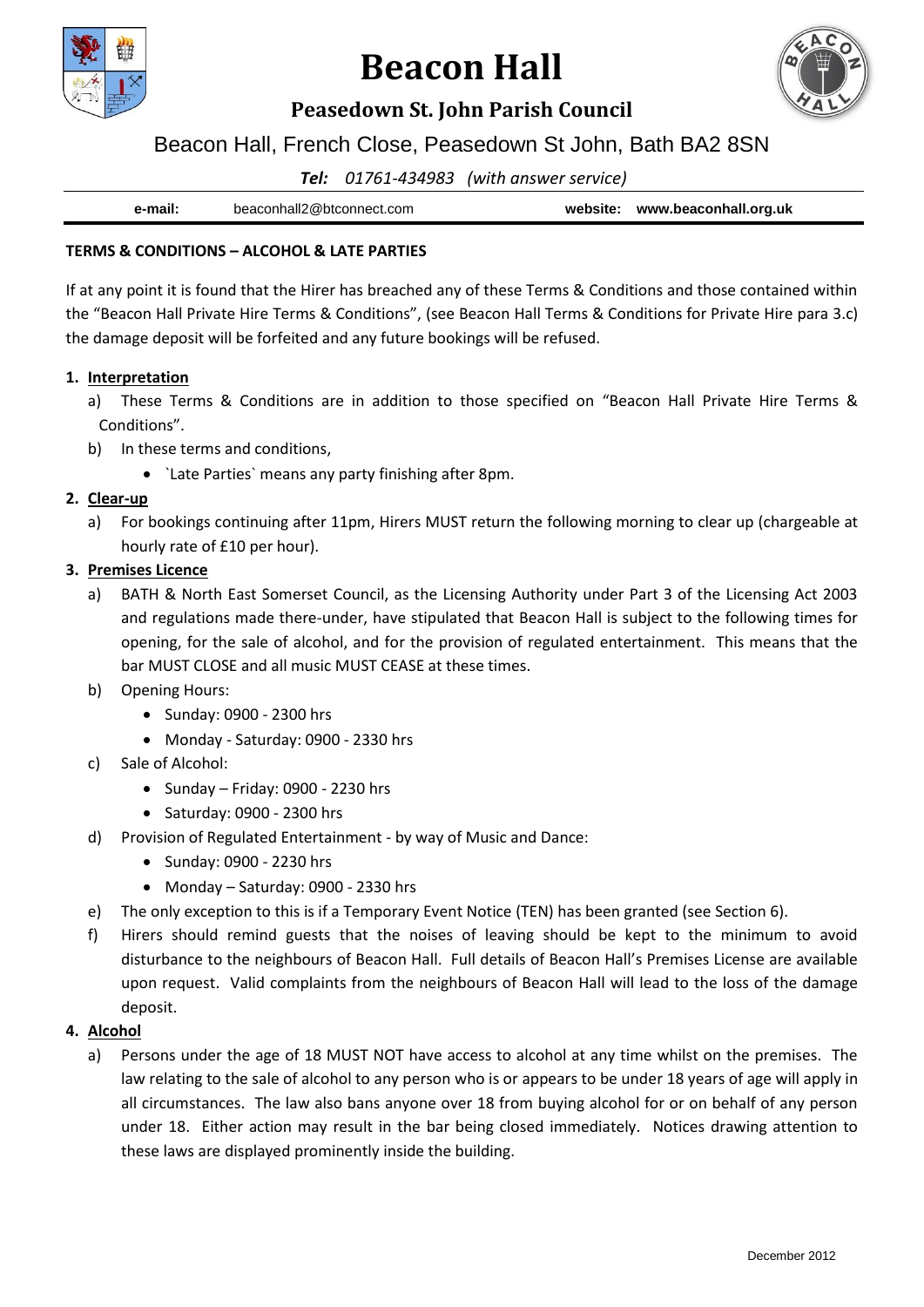# Beacon Hall

## Peasedown St. John Parish Council

Beacon Hall, French Close, Peasedown St John, Bath BA2 8SN

***Tel:*** *01761-434983 (with answer service)*

**e-mail:** beaconhall2@btconnect.com **website:** **www.beaconhall.org.uk**

**TERMS & CONDITIONS – ALCOHOL & LATE PARTIES**

If at any point it is found that the Hirer has breached any of these Terms & Conditions and those contained within the "Beacon Hall Private Hire Terms & Conditions", (see Beacon Hall Terms & Conditions for Private Hire para 3.c) the damage deposit will be forfeited and any future bookings will be refused.

1. **Interpretation**
   a) These Terms & Conditions are in addition to those specified on "Beacon Hall Private Hire Terms & Conditions".
   b) In these terms and conditions,
      - `Late Parties` means any party finishing after 8pm.
2. **Clear-up**
   a) For bookings continuing after 11pm, Hirers MUST return the following morning to clear up (chargeable at hourly rate of £10 per hour).
3. **Premises Licence**
   a) BATH & North East Somerset Council, as the Licensing Authority under Part 3 of the Licensing Act 2003 and regulations made there-under, have stipulated that Beacon Hall is subject to the following times for opening, for the sale of alcohol, and for the provision of regulated entertainment. This means that the bar MUST CLOSE and all music MUST CEASE at these times.
   b) Opening Hours:
      - Sunday: 0900 - 2300 hrs
      - Monday - Saturday: 0900 - 2330 hrs
   c) Sale of Alcohol:
      - Sunday – Friday: 0900 - 2230 hrs
      - Saturday: 0900 - 2300 hrs
   d) Provision of Regulated Entertainment - by way of Music and Dance:
      - Sunday: 0900 - 2230 hrs
      - Monday – Saturday: 0900 - 2330 hrs
   e) The only exception to this is if a Temporary Event Notice (TEN) has been granted (see Section 6).
   f) Hirers should remind guests that the noises of leaving should be kept to the minimum to avoid disturbance to the neighbours of Beacon Hall. Full details of Beacon Hall's Premises License are available upon request. Valid complaints from the neighbours of Beacon Hall will lead to the loss of the damage deposit.
4. **Alcohol**
   a) Persons under the age of 18 MUST NOT have access to alcohol at any time whilst on the premises. The law relating to the sale of alcohol to any person who is or appears to be under 18 years of age will apply in all circumstances. The law also bans anyone over 18 from buying alcohol for or on behalf of any person under 18. Either action may result in the bar being closed immediately. Notices drawing attention to these laws are displayed prominently inside the building.

December 2012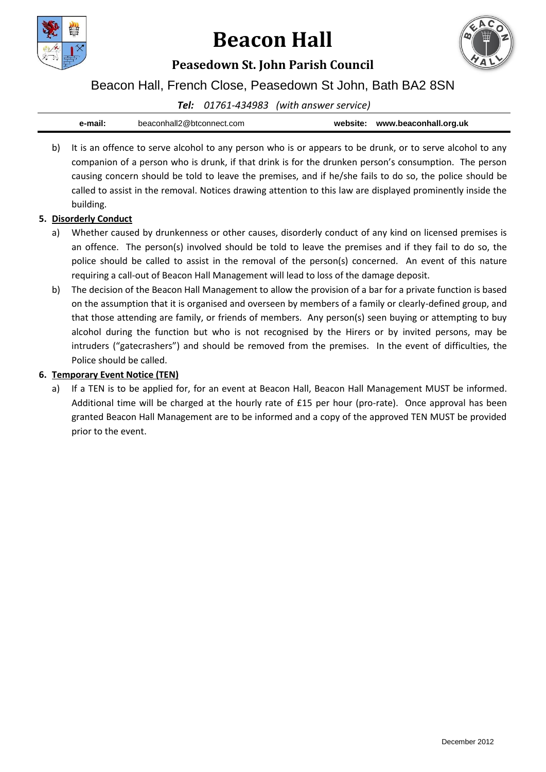b) It is an offence to serve alcohol to any person who is or appears to be drunk, or to serve alcohol to any companion of a person who is drunk, if that drink is for the drunken person's consumption. The person causing concern should be told to leave the premises, and if he/she fails to do so, the police should be called to assist in the removal. Notices drawing attention to this law are displayed prominently inside the building.

**5. Disorderly Conduct**

a) Whether caused by drunkenness or other causes, disorderly conduct of any kind on licensed premises is an offence. The person(s) involved should be told to leave the premises and if they fail to do so, the police should be called to assist in the removal of the person(s) concerned. An event of this nature requiring a call-out of Beacon Hall Management will lead to loss of the damage deposit.

b) The decision of the Beacon Hall Management to allow the provision of a bar for a private function is based on the assumption that it is organised and overseen by members of a family or clearly-defined group, and that those attending are family, or friends of members. Any person(s) seen buying or attempting to buy alcohol during the function but who is not recognised by the Hirers or by invited persons, may be intruders ("gatecrashers") and should be removed from the premises. In the event of difficulties, the Police should be called.

**6. Temporary Event Notice (TEN)**

a) If a TEN is to be applied for, for an event at Beacon Hall, Beacon Hall Management MUST be informed. Additional time will be charged at the hourly rate of £15 per hour (pro-rate). Once approval has been granted Beacon Hall Management are to be informed and a copy of the approved TEN MUST be provided prior to the event.